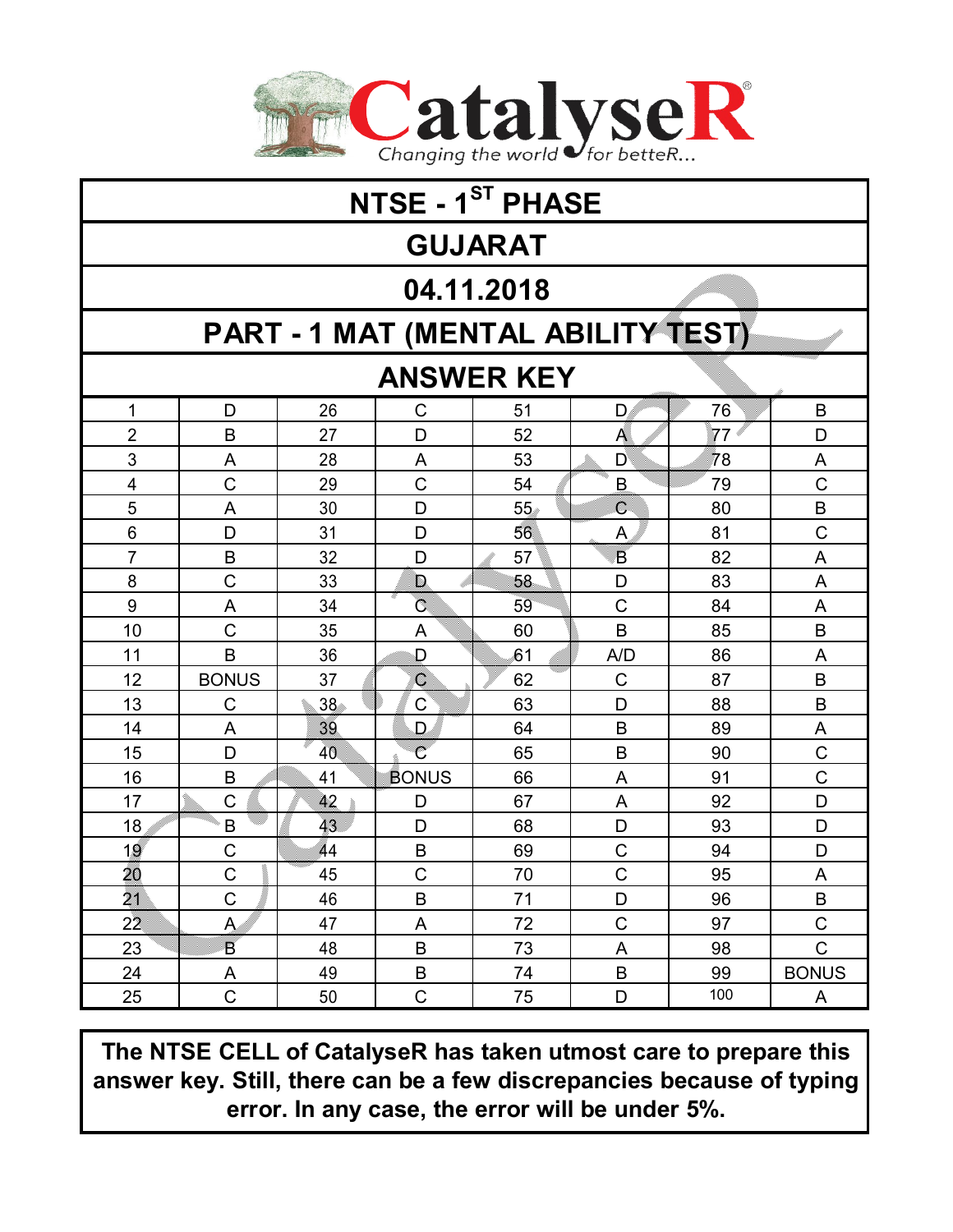CatalyseR
Changing the world for betteR...

# NTSE - 1ST PHASE

## GUJARAT

## 04.11.2018

## PART - 1 MAT (MENTAL ABILITY TEST)

## ANSWER KEY

| | | | | | | | |
|---|---|---|---|---|---|---|---|
| 1 | D | 26 | C | 51 | D | 76 | B |
| 2 | B | 27 | D | 52 | A | 77 | D |
| 3 | A | 28 | A | 53 | D | 78 | A |
| 4 | C | 29 | C | 54 | B | 79 | C |
| 5 | A | 30 | D | 55 | C | 80 | B |
| 6 | D | 31 | D | 56 | A | 81 | C |
| 7 | B | 32 | D | 57 | B | 82 | A |
| 8 | C | 33 | D | 58 | D | 83 | A |
| 9 | A | 34 | C | 59 | C | 84 | A |
| 10 | C | 35 | A | 60 | B | 85 | B |
| 11 | B | 36 | D | 61 | A/D | 86 | A |
| 12 | BONUS | 37 | C | 62 | C | 87 | B |
| 13 | C | 38 | C | 63 | D | 88 | B |
| 14 | A | 39 | D | 64 | B | 89 | A |
| 15 | D | 40 | C | 65 | B | 90 | C |
| 16 | B | 41 | BONUS | 66 | A | 91 | C |
| 17 | C | 42 | D | 67 | A | 92 | D |
| 18 | B | 43 | D | 68 | D | 93 | D |
| 19 | C | 44 | B | 69 | C | 94 | D |
| 20 | C | 45 | C | 70 | C | 95 | A |
| 21 | C | 46 | B | 71 | D | 96 | B |
| 22 | A | 47 | A | 72 | C | 97 | C |
| 23 | B | 48 | B | 73 | A | 98 | C |
| 24 | A | 49 | B | 74 | B | 99 | BONUS |
| 25 | C | 50 | C | 75 | D | 100 | A |

**The NTSE CELL of CatalyseR has taken utmost care to prepare this answer key. Still, there can be a few discrepancies because of typing error. In any case, the error will be under 5%.**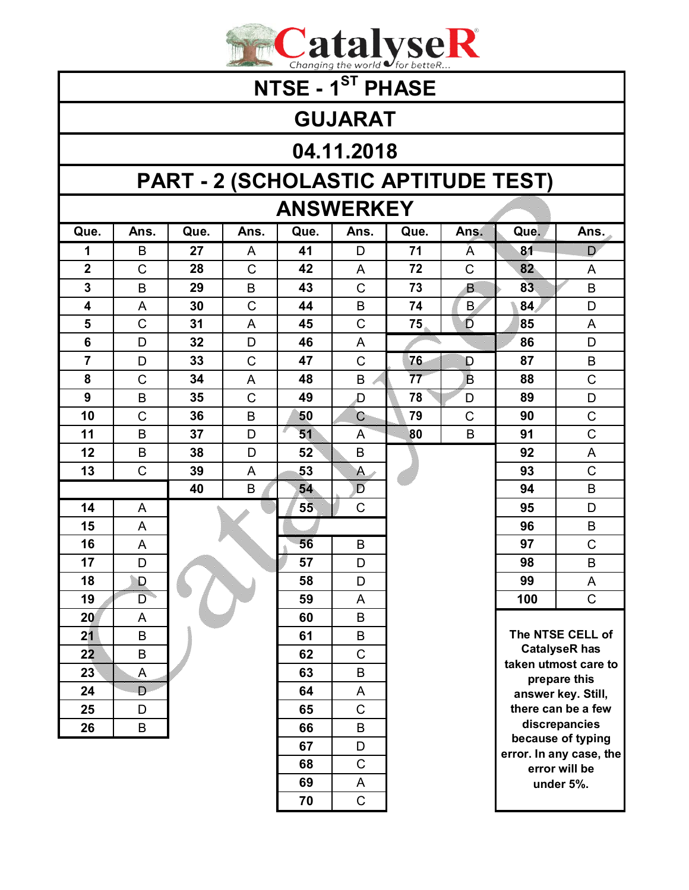# NTSE - 1[ST] PHASE

## GUJARAT

## 04.11.2018

## PART - 2 (SCHOLASTIC APTITUDE TEST)

## ANSWERKEY

| Que. | Ans. | Que. | Ans. | Que. | Ans. | Que. | Ans. | Que. | Ans. |
|---|---|---|---|---|---|---|---|---|---|
| 1 | B | 27 | A | 41 | D | 71 | A | 81 | D |
| 2 | C | 28 | C | 42 | A | 72 | C | 82 | A |
| 3 | B | 29 | B | 43 | C | 73 | B | 83 | B |
| 4 | A | 30 | C | 44 | B | 74 | B | 84 | D |
| 5 | C | 31 | A | 45 | C | 75 | D | 85 | A |
| 6 | D | 32 | D | 46 | A | | | 86 | D |
| 7 | D | 33 | C | 47 | C | 76 | D | 87 | B |
| 8 | C | 34 | A | 48 | B | 77 | B | 88 | C |
| 9 | B | 35 | C | 49 | D | 78 | D | 89 | D |
| 10 | C | 36 | B | 50 | C | 79 | C | 90 | C |
| 11 | B | 37 | D | 51 | A | 80 | B | 91 | C |
| 12 | B | 38 | D | 52 | B | | | 92 | A |
| 13 | C | 39 | A | 53 | A | | | 93 | C |
| | | 40 | B | 54 | D | | | 94 | B |
| 14 | A | | | 55 | C | | | 95 | D |
| 15 | A | | | | | | | 96 | B |
| 16 | A | | | 56 | B | | | 97 | C |
| 17 | D | | | 57 | D | | | 98 | B |
| 18 | D | | | 58 | D | | | 99 | A |
| 19 | D | | | 59 | A | | | 100 | C |
| 20 | A | | | 60 | B | | | | |
| 21 | B | | | 61 | B | | | | |
| 22 | B | | | 62 | C | | | | |
| 23 | A | | | 63 | B | | | | |
| 24 | D | | | 64 | A | | | | |
| 25 | D | | | 65 | C | | | | |
| 26 | B | | | 66 | B | | | | |
| | | | | 67 | D | | | | |
| | | | | 68 | C | | | | |
| | | | | 69 | A | | | | |
| | | | | 70 | C | | | | |

**The NTSE CELL of CatalyseR has taken utmost care to prepare this answer key. Still, there can be a few discrepancies because of typing error. In any case, the error will be under 5%.**